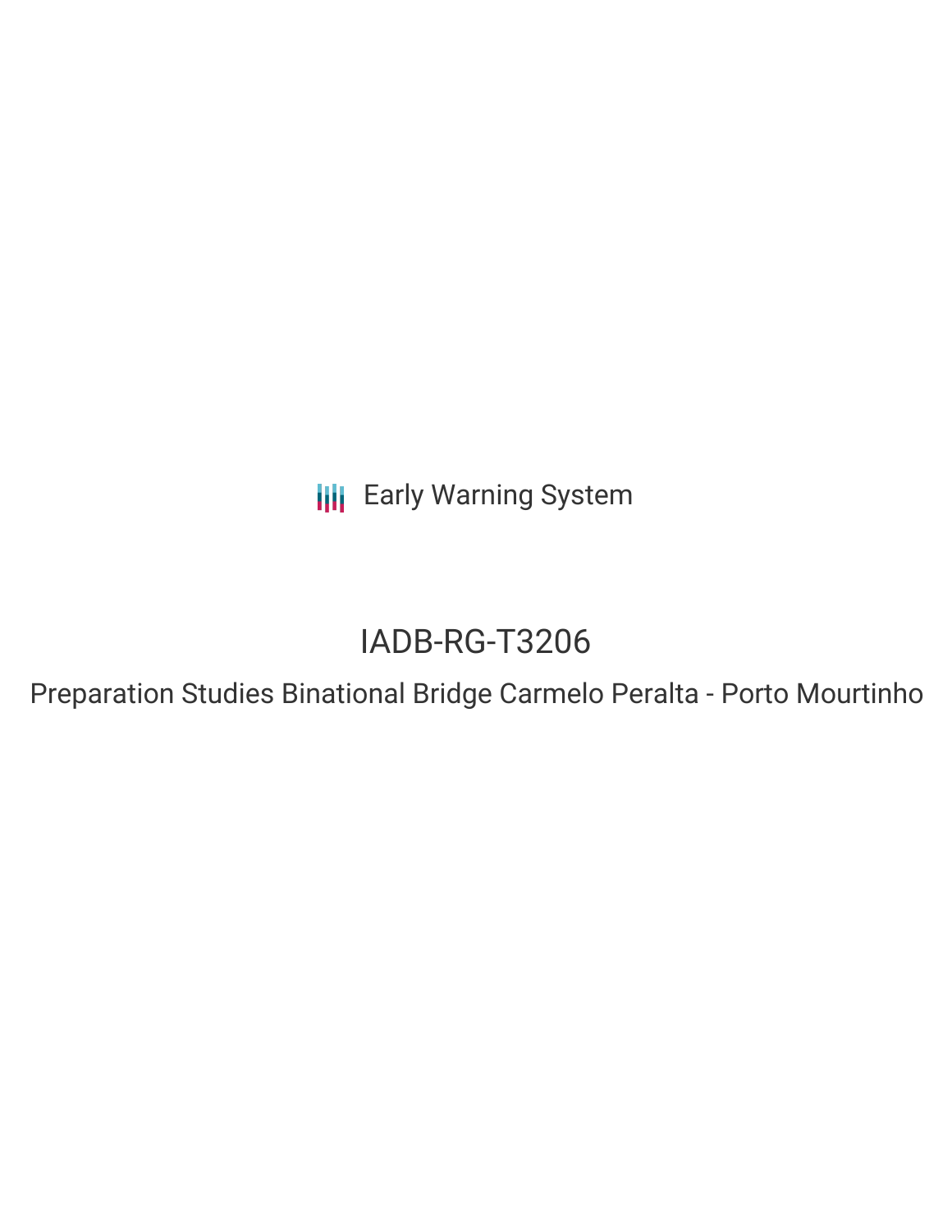Early Warning System

# IADB-RG-T3206

## Preparation Studies Binational Bridge Carmelo Peralta - Porto Mourtinho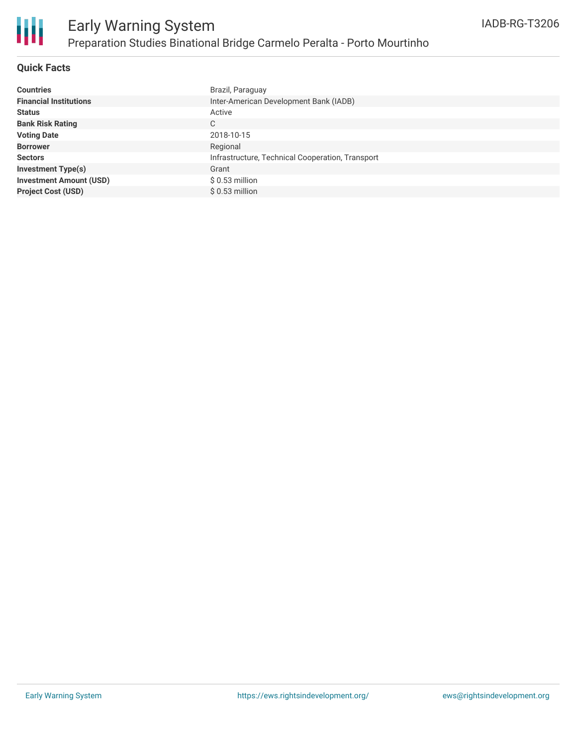# Early Warning System

## Preparation Studies Binational Bridge Carmelo Peralta - Porto Mourtinho

IADB-RG-T3206

### Quick Facts

| | |
|---|---|
| **Countries** | Brazil, Paraguay |
| **Financial Institutions** | Inter-American Development Bank (IADB) |
| **Status** | Active |
| **Bank Risk Rating** | C |
| **Voting Date** | 2018-10-15 |
| **Borrower** | Regional |
| **Sectors** | Infrastructure, Technical Cooperation, Transport |
| **Investment Type(s)** | Grant |
| **Investment Amount (USD)** | $ 0.53 million |
| **Project Cost (USD)** | $ 0.53 million |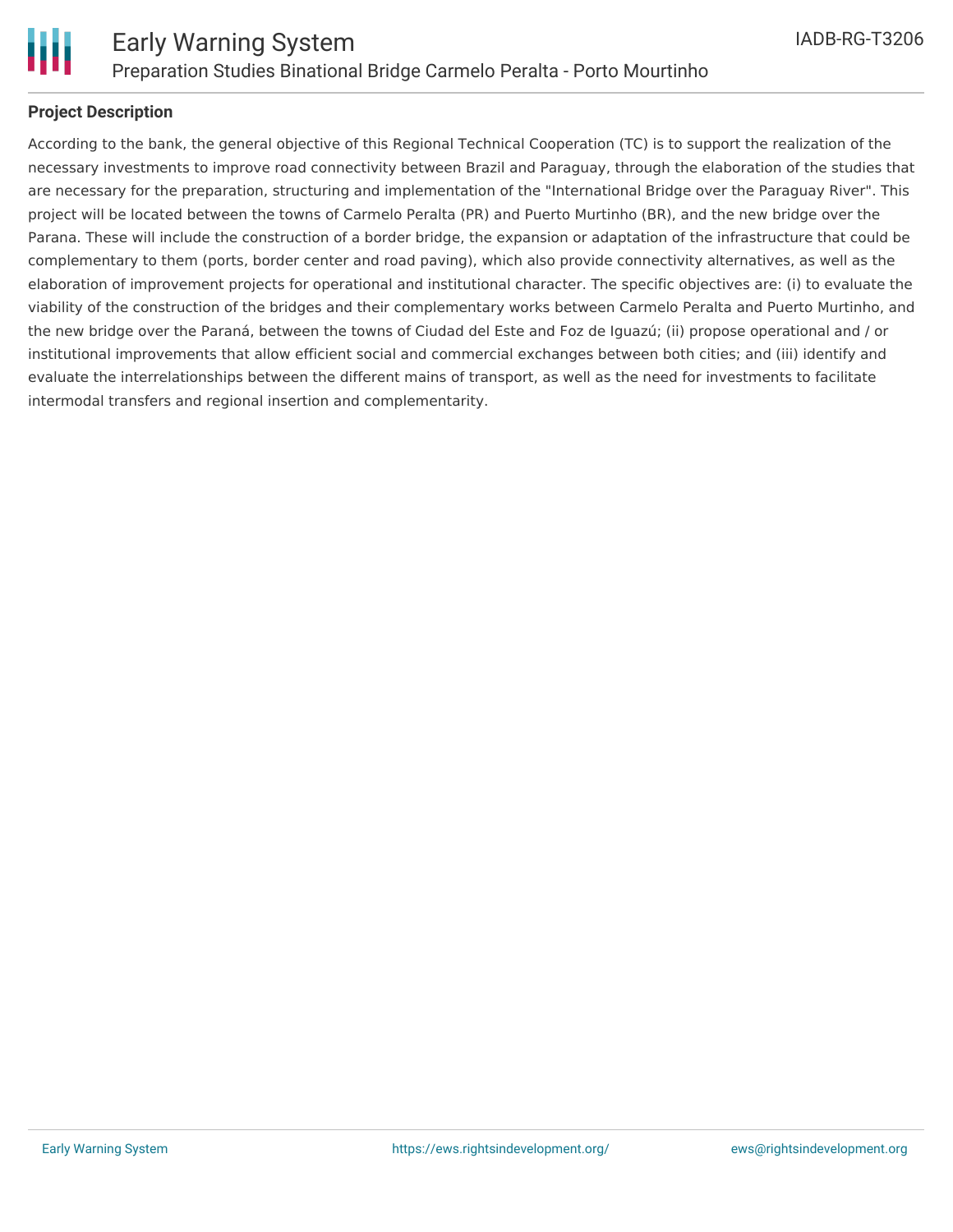**Project Description**

According to the bank, the general objective of this Regional Technical Cooperation (TC) is to support the realization of the necessary investments to improve road connectivity between Brazil and Paraguay, through the elaboration of the studies that are necessary for the preparation, structuring and implementation of the "International Bridge over the Paraguay River". This project will be located between the towns of Carmelo Peralta (PR) and Puerto Murtinho (BR), and the new bridge over the Parana. These will include the construction of a border bridge, the expansion or adaptation of the infrastructure that could be complementary to them (ports, border center and road paving), which also provide connectivity alternatives, as well as the elaboration of improvement projects for operational and institutional character. The specific objectives are: (i) to evaluate the viability of the construction of the bridges and their complementary works between Carmelo Peralta and Puerto Murtinho, and the new bridge over the Paraná, between the towns of Ciudad del Este and Foz de Iguazú; (ii) propose operational and / or institutional improvements that allow efficient social and commercial exchanges between both cities; and (iii) identify and evaluate the interrelationships between the different mains of transport, as well as the need for investments to facilitate intermodal transfers and regional insertion and complementarity.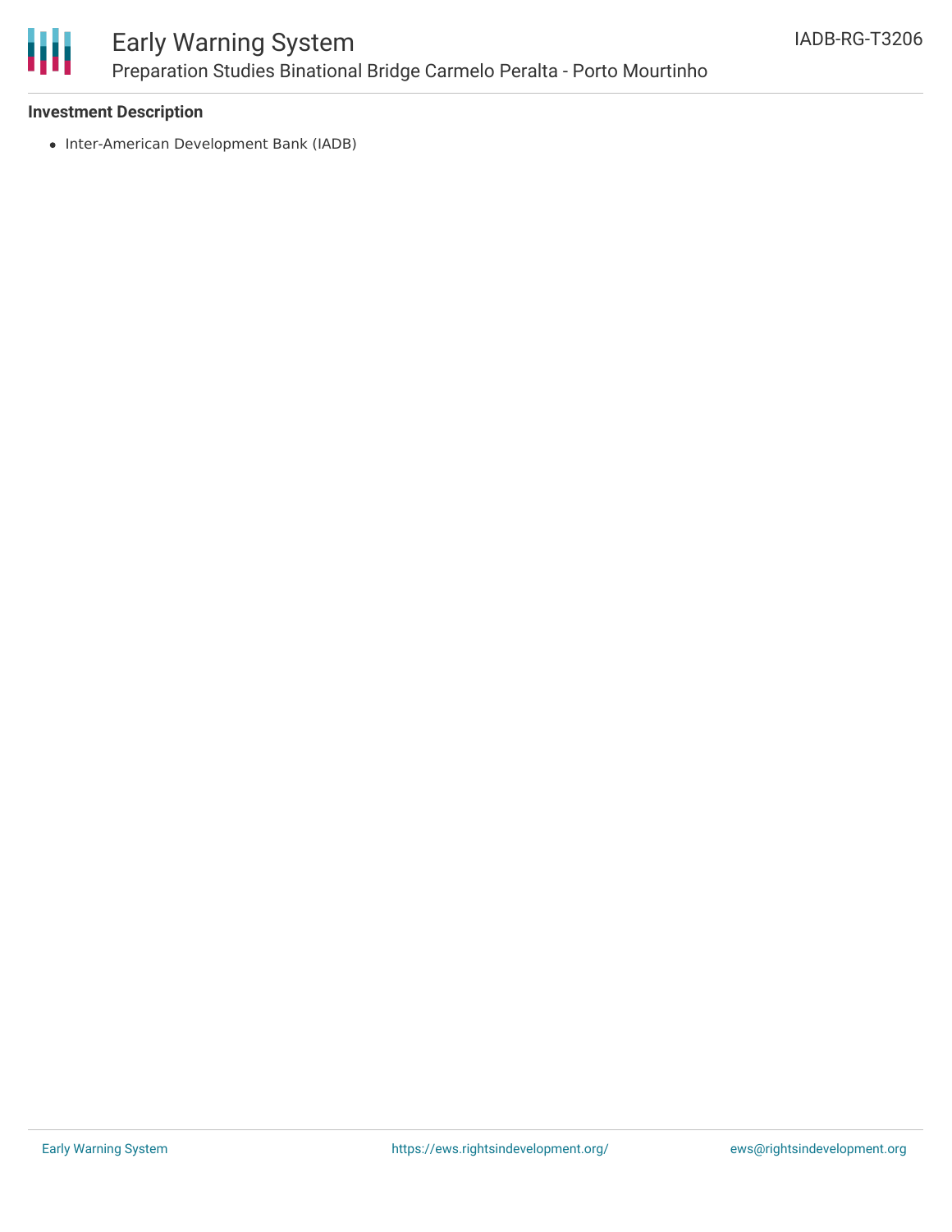**Investment Description**

- Inter-American Development Bank (IADB)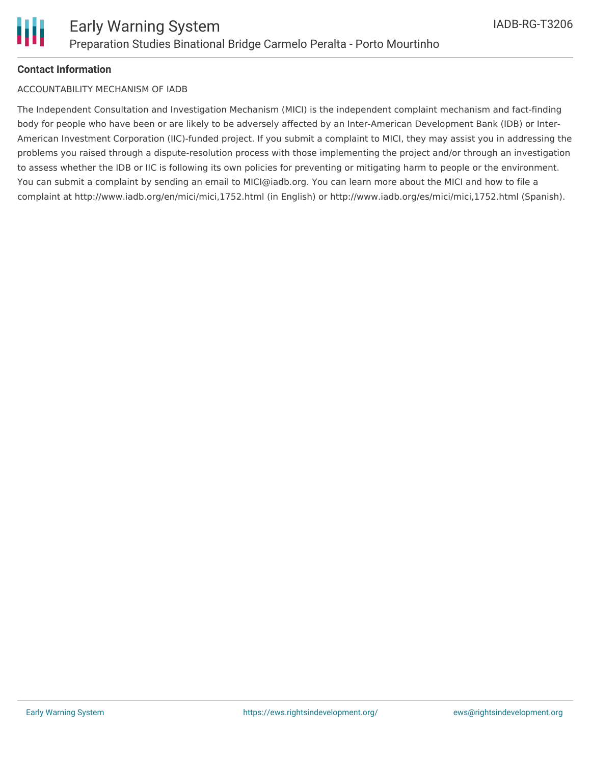**Contact Information**

ACCOUNTABILITY MECHANISM OF IADB

The Independent Consultation and Investigation Mechanism (MICI) is the independent complaint mechanism and fact-finding body for people who have been or are likely to be adversely affected by an Inter-American Development Bank (IDB) or Inter-American Investment Corporation (IIC)-funded project. If you submit a complaint to MICI, they may assist you in addressing the problems you raised through a dispute-resolution process with those implementing the project and/or through an investigation to assess whether the IDB or IIC is following its own policies for preventing or mitigating harm to people or the environment. You can submit a complaint by sending an email to MICI@iadb.org. You can learn more about the MICI and how to file a complaint at http://www.iadb.org/en/mici/mici,1752.html (in English) or http://www.iadb.org/es/mici/mici,1752.html (Spanish).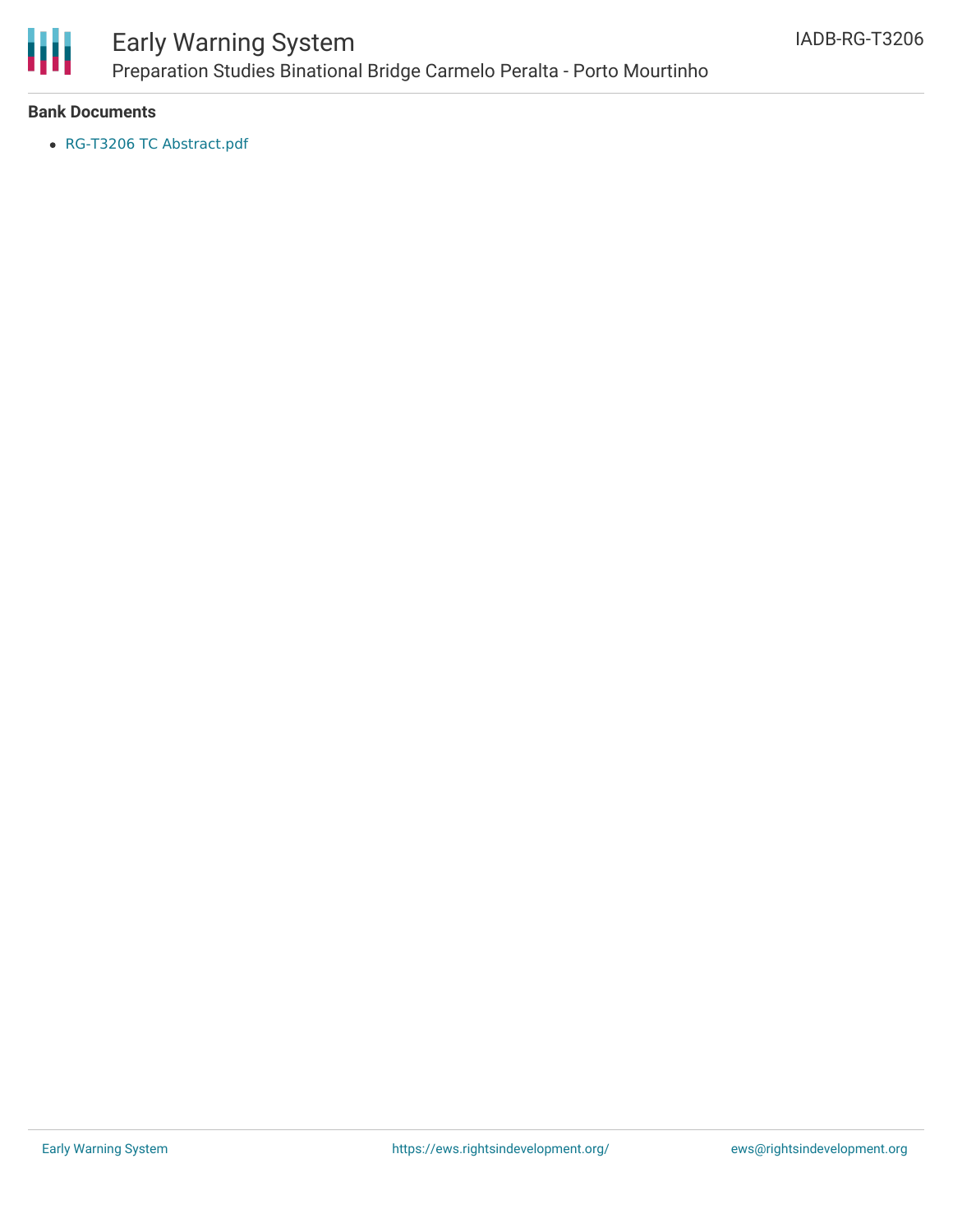**Bank Documents**

- RG-T3206 TC Abstract.pdf